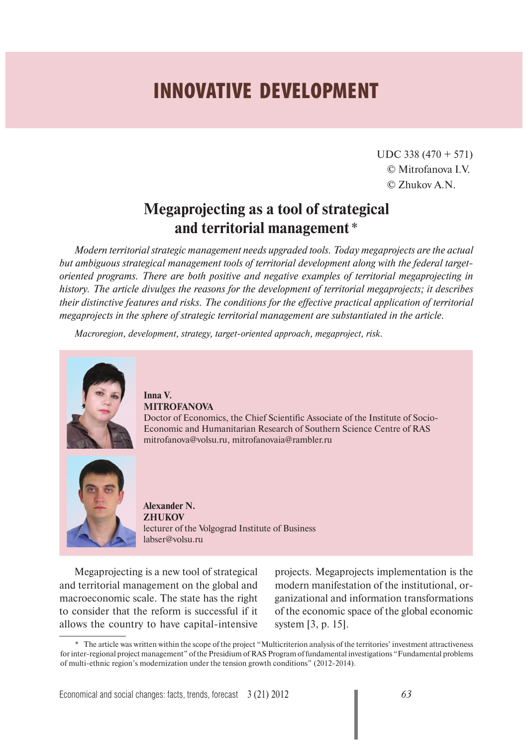# INNOVATIVE DEVELOPMENT

UDC 338 (470 + 571)
© Mitrofanova I.V.
© Zhukov A.N.

## Megaprojecting as a tool of strategical and territorial management *

*Modern territorial strategic management needs upgraded tools. Today megaprojects are the actual but ambiguous strategical management tools of territorial development along with the federal target-oriented programs. There are both positive and negative examples of territorial megaprojecting in history. The article divulges the reasons for the development of territorial megaprojects; it describes their distinctive features and risks. The conditions for the effective practical application of territorial megaprojects in the sphere of strategic territorial management are substantiated in the article.*

*Macroregion, development, strategy, target-oriented approach, megaproject, risk.*

**Inna V. MITROFANOVA**
Doctor of Economics, the Chief Scientific Associate of the Institute of Socio-Economic and Humanitarian Research of Southern Science Centre of RAS
mitrofanova@volsu.ru, mitrofanovaia@rambler.ru

**Alexander N. ZHUKOV**
lecturer of the Volgograd Institute of Business
labser@volsu.ru

Megaprojecting is a new tool of strategical and territorial management on the global and macroeconomic scale. The state has the right to consider that the reform is successful if it allows the country to have capital-intensive projects. Megaprojects implementation is the modern manifestation of the institutional, organizational and information transformations of the economic space of the global economic system [3, p. 15].

\* The article was written within the scope of the project "Multicriterion analysis of the territories' investment attractiveness for inter-regional project management" of the Presidium of RAS Program of fundamental investigations "Fundamental problems of multi-ethnic region's modernization under the tension growth conditions" (2012-2014).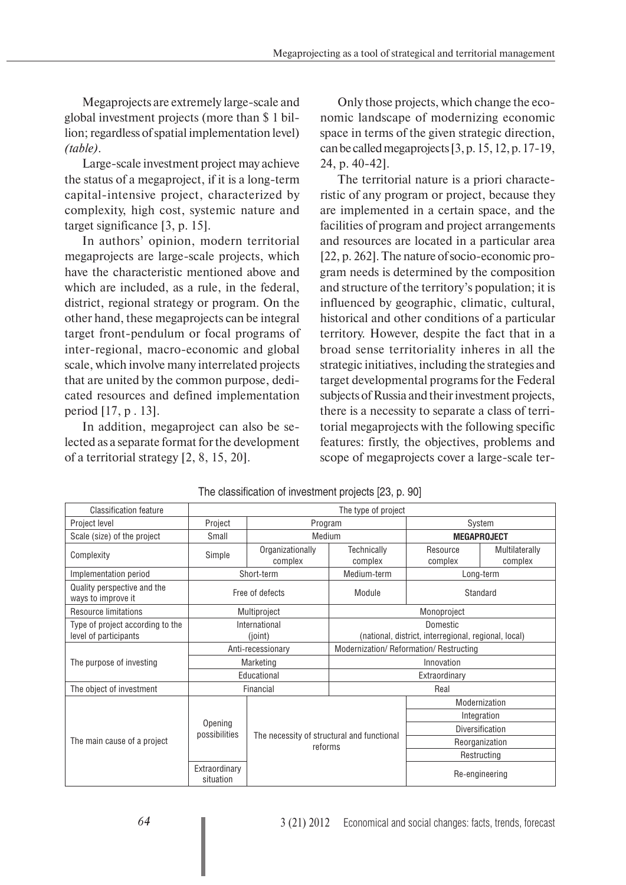Megaprojects are extremely large-scale and global investment projects (more than $ 1 billion; regardless of spatial implementation level) *(table)*.

Large-scale investment project may achieve the status of a megaproject, if it is a long-term capital-intensive project, characterized by complexity, high cost, systemic nature and target significance [3, p. 15].

In authors' opinion, modern territorial megaprojects are large-scale projects, which have the characteristic mentioned above and which are included, as a rule, in the federal, district, regional strategy or program. On the other hand, these megaprojects can be integral target front-pendulum or focal programs of inter-regional, macro-economic and global scale, which involve many interrelated projects that are united by the common purpose, dedicated resources and defined implementation period [17, p . 13].

In addition, megaproject can also be selected as a separate format for the development of a territorial strategy [2, 8, 15, 20].

Only those projects, which change the economic landscape of modernizing economic space in terms of the given strategic direction, can be called megaprojects [3, p. 15, 12, p. 17-19, 24, p. 40-42].

The territorial nature is a priori characteristic of any program or project, because they are implemented in a certain space, and the facilities of program and project arrangements and resources are located in a particular area [22, p. 262]. The nature of socio-economic program needs is determined by the composition and structure of the territory's population; it is influenced by geographic, climatic, cultural, historical and other conditions of a particular territory. However, despite the fact that in a broad sense territoriality inheres in all the strategic initiatives, including the strategies and target developmental programs for the Federal subjects of Russia and their investment projects, there is a necessity to separate a class of territorial megaprojects with the following specific features: firstly, the objectives, problems and scope of megaprojects cover a large-scale ter-

The classification of investment projects [23, p. 90]

| Classification feature | The type of project | | | | |
|---|---|---|---|---|---|
| Project level | Project | Program | | System | |
| Scale (size) of the project | Small | Medium | | **MEGAPROJECT** | |
| Complexity | Simple | Organizationally complex | Technically complex | Resource complex | Multilaterally complex |
| Implementation period | Short-term | | Medium-term | Long-term | |
| Quality perspective and the ways to improve it | Free of defects | | Module | Standard | |
| Resource limitations | Multiproject | | Monoproject | | |
| Type of project according to the level of participants | International (joint) | | Domestic (national, district, interregional, regional, local) | | |
| The purpose of investing | Anti-recessionary | | Modernization/ Reformation/ Restructing | | |
| | Marketing | | Innovation | | |
| | Educational | | Extraordinary | | |
| The object of investment | Financial | | Real | | |
| The main cause of a project | Opening possibilities | The necessity of structural and functional reforms | | Modernization | |
| | | | | Integration | |
| | | | | Diversification | |
| | | | | Reorganization | |
| | | | | Restructing | |
| | Extraordinary situation | | | Re-engineering | |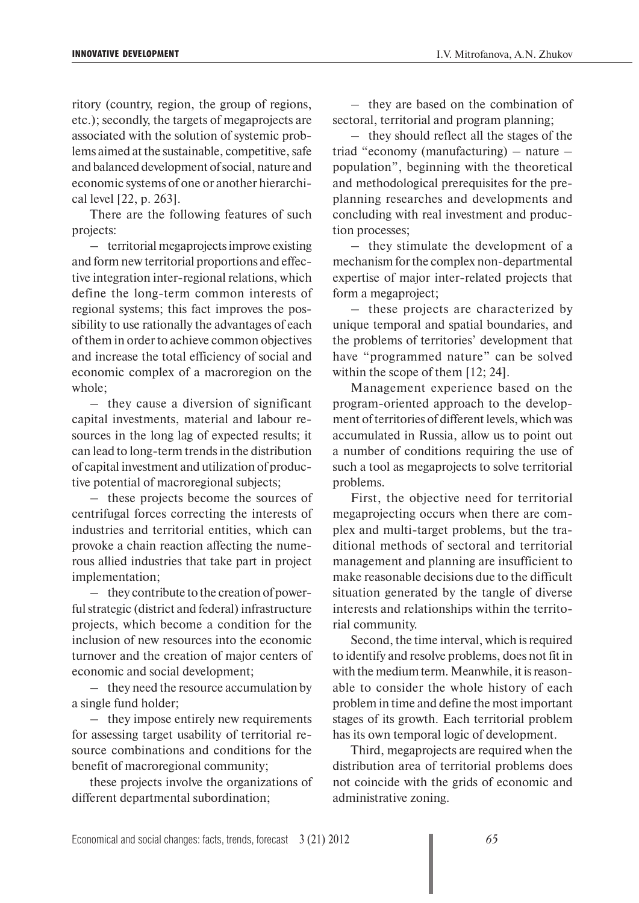ritory (country, region, the group of regions, etc.); secondly, the targets of megaprojects are associated with the solution of systemic problems aimed at the sustainable, competitive, safe and balanced development of social, nature and economic systems of one or another hierarchical level [22, p. 263].

There are the following features of such projects:

– territorial megaprojects improve existing and form new territorial proportions and effective integration inter-regional relations, which define the long-term common interests of regional systems; this fact improves the possibility to use rationally the advantages of each of them in order to achieve common objectives and increase the total efficiency of social and economic complex of a macroregion on the whole;

– they cause a diversion of significant capital investments, material and labour resources in the long lag of expected results; it can lead to long-term trends in the distribution of capital investment and utilization of productive potential of macroregional subjects;

– these projects become the sources of centrifugal forces correcting the interests of industries and territorial entities, which can provoke a chain reaction affecting the numerous allied industries that take part in project implementation;

– they contribute to the creation of powerful strategic (district and federal) infrastructure projects, which become a condition for the inclusion of new resources into the economic turnover and the creation of major centers of economic and social development;

– they need the resource accumulation by a single fund holder;

– they impose entirely new requirements for assessing target usability of territorial resource combinations and conditions for the benefit of macroregional community;

these projects involve the organizations of different departmental subordination;

– they are based on the combination of sectoral, territorial and program planning;

– they should reflect all the stages of the triad "economy (manufacturing) – nature – population", beginning with the theoretical and methodological prerequisites for the preplanning researches and developments and concluding with real investment and production processes;

– they stimulate the development of a mechanism for the complex non-departmental expertise of major inter-related projects that form a megaproject;

– these projects are characterized by unique temporal and spatial boundaries, and the problems of territories' development that have "programmed nature" can be solved within the scope of them [12; 24].

Management experience based on the program-oriented approach to the development of territories of different levels, which was accumulated in Russia, allow us to point out a number of conditions requiring the use of such a tool as megaprojects to solve territorial problems.

First, the objective need for territorial megaprojecting occurs when there are complex and multi-target problems, but the traditional methods of sectoral and territorial management and planning are insufficient to make reasonable decisions due to the difficult situation generated by the tangle of diverse interests and relationships within the territorial community.

Second, the time interval, which is required to identify and resolve problems, does not fit in with the medium term. Meanwhile, it is reasonable to consider the whole history of each problem in time and define the most important stages of its growth. Each territorial problem has its own temporal logic of development.

Third, megaprojects are required when the distribution area of territorial problems does not coincide with the grids of economic and administrative zoning.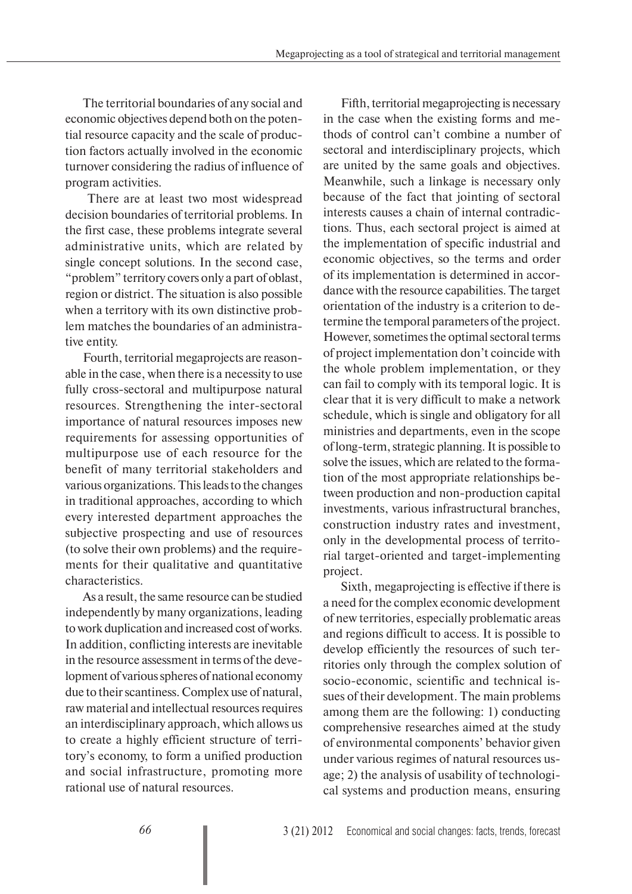The territorial boundaries of any social and economic objectives depend both on the potential resource capacity and the scale of production factors actually involved in the economic turnover considering the radius of influence of program activities.

There are at least two most widespread decision boundaries of territorial problems. In the first case, these problems integrate several administrative units, which are related by single concept solutions. In the second case, "problem" territory covers only a part of oblast, region or district. The situation is also possible when a territory with its own distinctive problem matches the boundaries of an administrative entity.

Fourth, territorial megaprojects are reasonable in the case, when there is a necessity to use fully cross-sectoral and multipurpose natural resources. Strengthening the inter-sectoral importance of natural resources imposes new requirements for assessing opportunities of multipurpose use of each resource for the benefit of many territorial stakeholders and various organizations. This leads to the changes in traditional approaches, according to which every interested department approaches the subjective prospecting and use of resources (to solve their own problems) and the requirements for their qualitative and quantitative characteristics.

As a result, the same resource can be studied independently by many organizations, leading to work duplication and increased cost of works. In addition, conflicting interests are inevitable in the resource assessment in terms of the development of various spheres of national economy due to their scantiness. Complex use of natural, raw material and intellectual resources requires an interdisciplinary approach, which allows us to create a highly efficient structure of territory's economy, to form a unified production and social infrastructure, promoting more rational use of natural resources.

Fifth, territorial megaprojecting is necessary in the case when the existing forms and methods of control can't combine a number of sectoral and interdisciplinary projects, which are united by the same goals and objectives. Meanwhile, such a linkage is necessary only because of the fact that jointing of sectoral interests causes a chain of internal contradictions. Thus, each sectoral project is aimed at the implementation of specific industrial and economic objectives, so the terms and order of its implementation is determined in accordance with the resource capabilities. The target orientation of the industry is a criterion to determine the temporal parameters of the project. However, sometimes the optimal sectoral terms of project implementation don't coincide with the whole problem implementation, or they can fail to comply with its temporal logic. It is clear that it is very difficult to make a network schedule, which is single and obligatory for all ministries and departments, even in the scope of long-term, strategic planning. It is possible to solve the issues, which are related to the formation of the most appropriate relationships between production and non-production capital investments, various infrastructural branches, construction industry rates and investment, only in the developmental process of territorial target-oriented and target-implementing project.

Sixth, megaprojecting is effective if there is a need for the complex economic development of new territories, especially problematic areas and regions difficult to access. It is possible to develop efficiently the resources of such territories only through the complex solution of socio-economic, scientific and technical issues of their development. The main problems among them are the following: 1) conducting comprehensive researches aimed at the study of environmental components' behavior given under various regimes of natural resources usage; 2) the analysis of usability of technological systems and production means, ensuring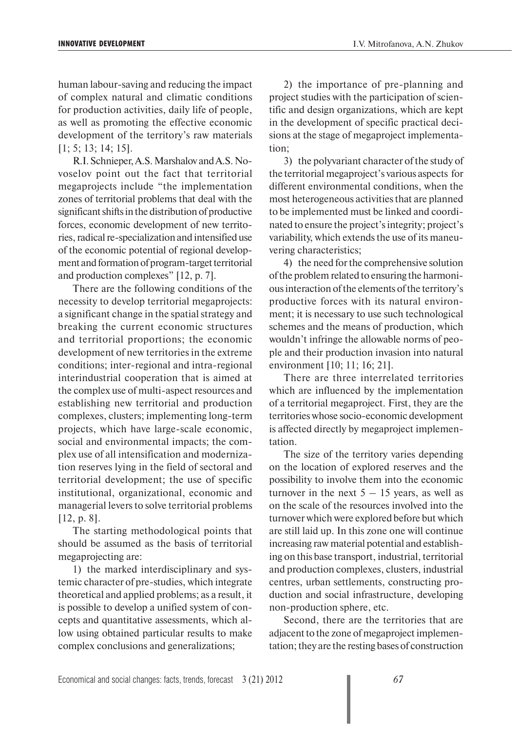human labour-saving and reducing the impact of complex natural and climatic conditions for production activities, daily life of people, as well as promoting the effective economic development of the territory's raw materials [1; 5; 13; 14; 15].

R.I. Schnieper, A.S. Marshalov and A.S. Novoselov point out the fact that territorial megaprojects include "the implementation zones of territorial problems that deal with the significant shifts in the distribution of productive forces, economic development of new territories, radical re-specialization and intensified use of the economic potential of regional development and formation of program-target territorial and production complexes" [12, p. 7].

There are the following conditions of the necessity to develop territorial megaprojects: a significant change in the spatial strategy and breaking the current economic structures and territorial proportions; the economic development of new territories in the extreme conditions; inter-regional and intra-regional interindustrial cooperation that is aimed at the complex use of multi-aspect resources and establishing new territorial and production complexes, clusters; implementing long-term projects, which have large-scale economic, social and environmental impacts; the complex use of all intensification and modernization reserves lying in the field of sectoral and territorial development; the use of specific institutional, organizational, economic and managerial levers to solve territorial problems [12, p. 8].

The starting methodological points that should be assumed as the basis of territorial megaprojecting are:

1) the marked interdisciplinary and systemic character of pre-studies, which integrate theoretical and applied problems; as a result, it is possible to develop a unified system of concepts and quantitative assessments, which allow using obtained particular results to make complex conclusions and generalizations;

2) the importance of pre-planning and project studies with the participation of scientific and design organizations, which are kept in the development of specific practical decisions at the stage of megaproject implementation;

3) the polyvariant character of the study of the territorial megaproject's various aspects for different environmental conditions, when the most heterogeneous activities that are planned to be implemented must be linked and coordinated to ensure the project's integrity; project's variability, which extends the use of its maneuvering characteristics;

4) the need for the comprehensive solution of the problem related to ensuring the harmonious interaction of the elements of the territory's productive forces with its natural environment; it is necessary to use such technological schemes and the means of production, which wouldn't infringe the allowable norms of people and their production invasion into natural environment [10; 11; 16; 21].

There are three interrelated territories which are influenced by the implementation of a territorial megaproject. First, they are the territories whose socio-economic development is affected directly by megaproject implementation.

The size of the territory varies depending on the location of explored reserves and the possibility to involve them into the economic turnover in the next 5 – 15 years, as well as on the scale of the resources involved into the turnover which were explored before but which are still laid up. In this zone one will continue increasing raw material potential and establishing on this base transport, industrial, territorial and production complexes, clusters, industrial centres, urban settlements, constructing production and social infrastructure, developing non-production sphere, etc.

Second, there are the territories that are adjacent to the zone of megaproject implementation; they are the resting bases of construction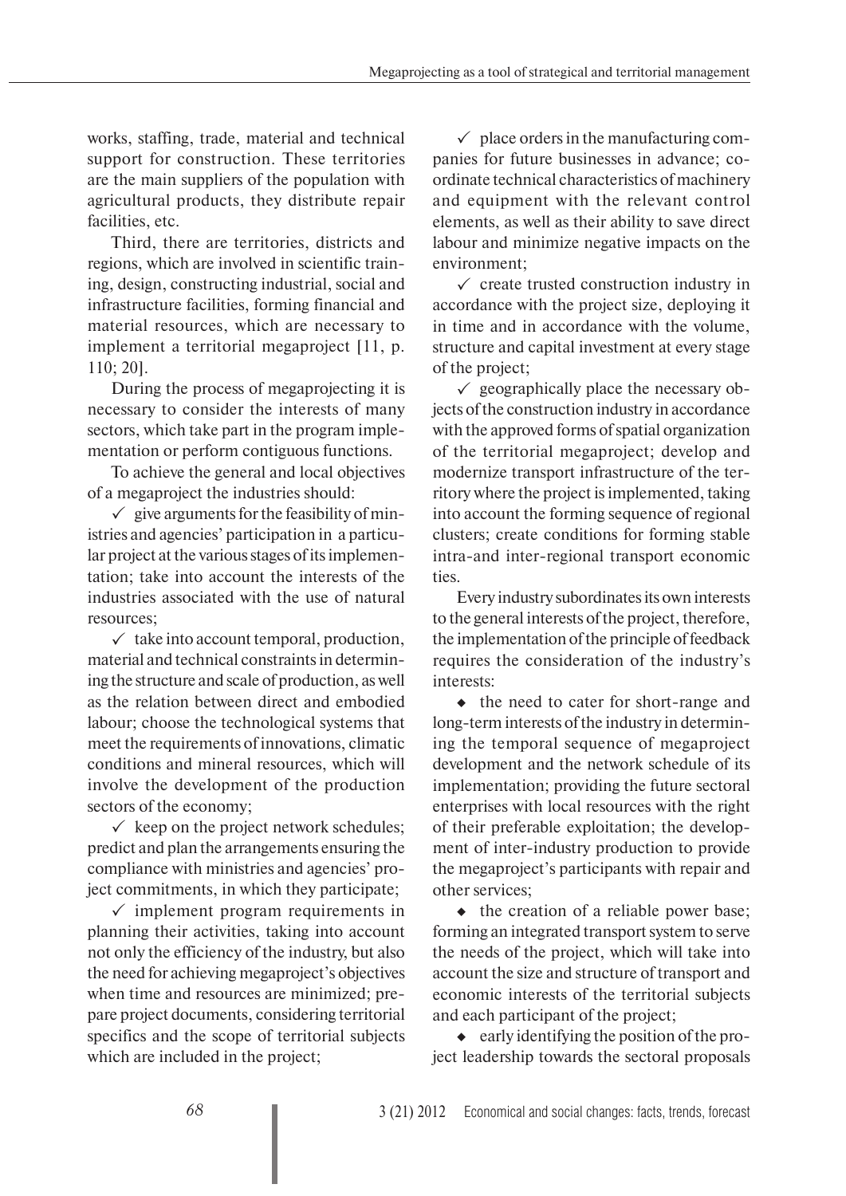works, staffing, trade, material and technical support for construction. These territories are the main suppliers of the population with agricultural products, they distribute repair facilities, etc.

Third, there are territories, districts and regions, which are involved in scientific training, design, constructing industrial, social and infrastructure facilities, forming financial and material resources, which are necessary to implement a territorial megaproject [11, p. 110; 20].

During the process of megaprojecting it is necessary to consider the interests of many sectors, which take part in the program implementation or perform contiguous functions.

To achieve the general and local objectives of a megaproject the industries should:

- ✓ give arguments for the feasibility of ministries and agencies' participation in a particular project at the various stages of its implementation; take into account the interests of the industries associated with the use of natural resources;
- ✓ take into account temporal, production, material and technical constraints in determining the structure and scale of production, as well as the relation between direct and embodied labour; choose the technological systems that meet the requirements of innovations, climatic conditions and mineral resources, which will involve the development of the production sectors of the economy;
- ✓ keep on the project network schedules; predict and plan the arrangements ensuring the compliance with ministries and agencies' project commitments, in which they participate;
- ✓ implement program requirements in planning their activities, taking into account not only the efficiency of the industry, but also the need for achieving megaproject's objectives when time and resources are minimized; prepare project documents, considering territorial specifics and the scope of territorial subjects which are included in the project;
- ✓ place orders in the manufacturing companies for future businesses in advance; coordinate technical characteristics of machinery and equipment with the relevant control elements, as well as their ability to save direct labour and minimize negative impacts on the environment;
- ✓ create trusted construction industry in accordance with the project size, deploying it in time and in accordance with the volume, structure and capital investment at every stage of the project;
- ✓ geographically place the necessary objects of the construction industry in accordance with the approved forms of spatial organization of the territorial megaproject; develop and modernize transport infrastructure of the territory where the project is implemented, taking into account the forming sequence of regional clusters; create conditions for forming stable intra-and inter-regional transport economic ties.

Every industry subordinates its own interests to the general interests of the project, therefore, the implementation of the principle of feedback requires the consideration of the industry's interests:

- ◆ the need to cater for short-range and long-term interests of the industry in determining the temporal sequence of megaproject development and the network schedule of its implementation; providing the future sectoral enterprises with local resources with the right of their preferable exploitation; the development of inter-industry production to provide the megaproject's participants with repair and other services;
- ◆ the creation of a reliable power base; forming an integrated transport system to serve the needs of the project, which will take into account the size and structure of transport and economic interests of the territorial subjects and each participant of the project;
- ◆ early identifying the position of the project leadership towards the sectoral proposals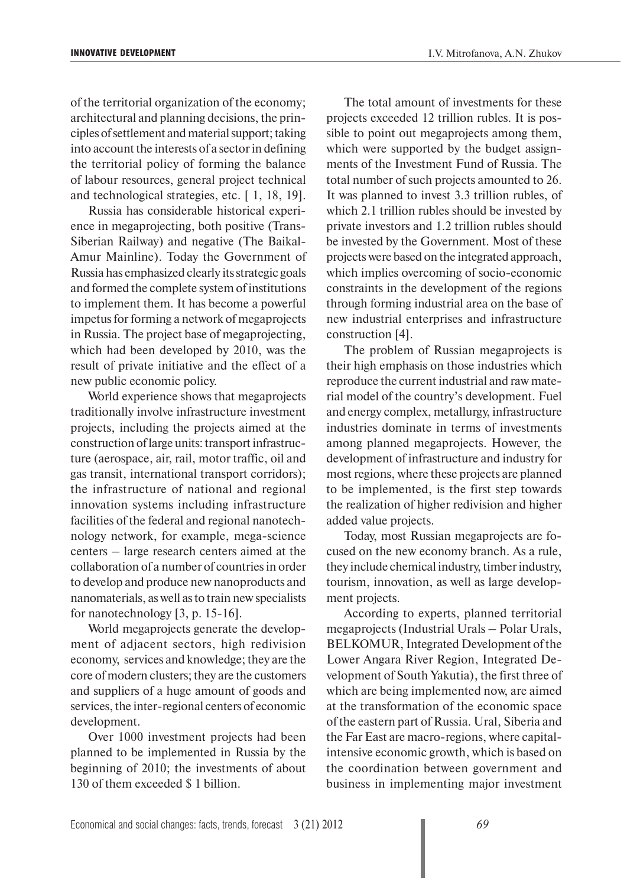of the territorial organization of the economy; architectural and planning decisions, the principles of settlement and material support; taking into account the interests of a sector in defining the territorial policy of forming the balance of labour resources, general project technical and technological strategies, etc. [ 1, 18, 19].

Russia has considerable historical experience in megaprojecting, both positive (Trans-Siberian Railway) and negative (The Baikal-Amur Mainline). Today the Government of Russia has emphasized clearly its strategic goals and formed the complete system of institutions to implement them. It has become a powerful impetus for forming a network of megaprojects in Russia. The project base of megaprojecting, which had been developed by 2010, was the result of private initiative and the effect of a new public economic policy.

World experience shows that megaprojects traditionally involve infrastructure investment projects, including the projects aimed at the construction of large units: transport infrastructure (aerospace, air, rail, motor traffic, oil and gas transit, international transport corridors); the infrastructure of national and regional innovation systems including infrastructure facilities of the federal and regional nanotechnology network, for example, mega-science centers – large research centers aimed at the collaboration of a number of countries in order to develop and produce new nanoproducts and nanomaterials, as well as to train new specialists for nanotechnology [3, p. 15-16].

World megaprojects generate the development of adjacent sectors, high redivision economy, services and knowledge; they are the core of modern clusters; they are the customers and suppliers of a huge amount of goods and services, the inter-regional centers of economic development.

Over 1000 investment projects had been planned to be implemented in Russia by the beginning of 2010; the investments of about 130 of them exceeded $ 1 billion.

The total amount of investments for these projects exceeded 12 trillion rubles. It is possible to point out megaprojects among them, which were supported by the budget assignments of the Investment Fund of Russia. The total number of such projects amounted to 26. It was planned to invest 3.3 trillion rubles, of which 2.1 trillion rubles should be invested by private investors and 1.2 trillion rubles should be invested by the Government. Most of these projects were based on the integrated approach, which implies overcoming of socio-economic constraints in the development of the regions through forming industrial area on the base of new industrial enterprises and infrastructure construction [4].

The problem of Russian megaprojects is their high emphasis on those industries which reproduce the current industrial and raw material model of the country's development. Fuel and energy complex, metallurgy, infrastructure industries dominate in terms of investments among planned megaprojects. However, the development of infrastructure and industry for most regions, where these projects are planned to be implemented, is the first step towards the realization of higher redivision and higher added value projects.

Today, most Russian megaprojects are focused on the new economy branch. As a rule, they include chemical industry, timber industry, tourism, innovation, as well as large development projects.

According to experts, planned territorial megaprojects (Industrial Urals – Polar Urals, BELKOMUR, Integrated Development of the Lower Angara River Region, Integrated Development of South Yakutia), the first three of which are being implemented now, are aimed at the transformation of the economic space of the eastern part of Russia. Ural, Siberia and the Far East are macro-regions, where capital-intensive economic growth, which is based on the coordination between government and business in implementing major investment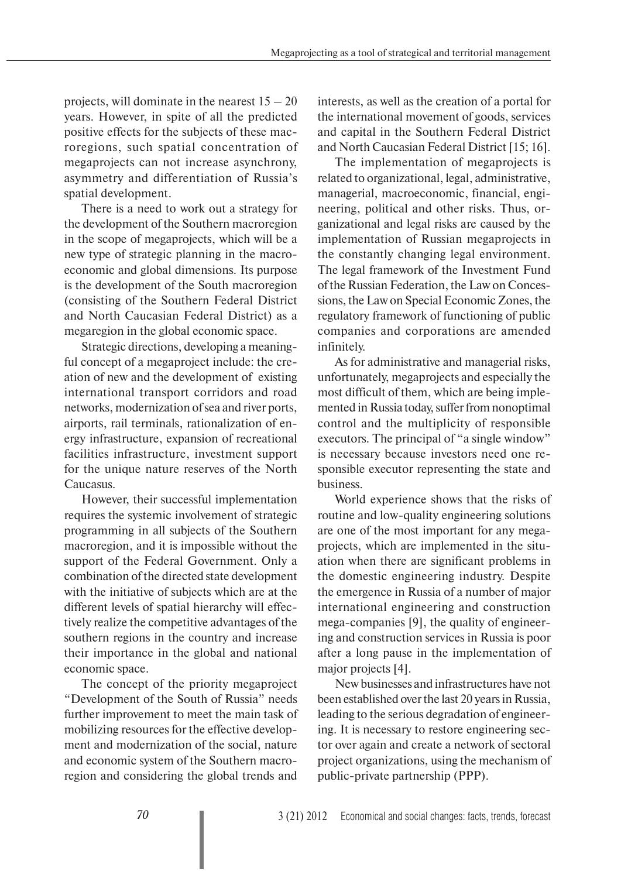projects, will dominate in the nearest 15 – 20 years. However, in spite of all the predicted positive effects for the subjects of these macroregions, such spatial concentration of megaprojects can not increase asynchrony, asymmetry and differentiation of Russia's spatial development.

There is a need to work out a strategy for the development of the Southern macroregion in the scope of megaprojects, which will be a new type of strategic planning in the macroeconomic and global dimensions. Its purpose is the development of the South macroregion (consisting of the Southern Federal District and North Caucasian Federal District) as a megaregion in the global economic space.

Strategic directions, developing a meaningful concept of a megaproject include: the creation of new and the development of existing international transport corridors and road networks, modernization of sea and river ports, airports, rail terminals, rationalization of energy infrastructure, expansion of recreational facilities infrastructure, investment support for the unique nature reserves of the North Caucasus.

However, their successful implementation requires the systemic involvement of strategic programming in all subjects of the Southern macroregion, and it is impossible without the support of the Federal Government. Only a combination of the directed state development with the initiative of subjects which are at the different levels of spatial hierarchy will effectively realize the competitive advantages of the southern regions in the country and increase their importance in the global and national economic space.

The concept of the priority megaproject "Development of the South of Russia" needs further improvement to meet the main task of mobilizing resources for the effective development and modernization of the social, nature and economic system of the Southern macroregion and considering the global trends and interests, as well as the creation of a portal for the international movement of goods, services and capital in the Southern Federal District and North Caucasian Federal District [15; 16].

The implementation of megaprojects is related to organizational, legal, administrative, managerial, macroeconomic, financial, engineering, political and other risks. Thus, organizational and legal risks are caused by the implementation of Russian megaprojects in the constantly changing legal environment. The legal framework of the Investment Fund of the Russian Federation, the Law on Concessions, the Law on Special Economic Zones, the regulatory framework of functioning of public companies and corporations are amended infinitely.

As for administrative and managerial risks, unfortunately, megaprojects and especially the most difficult of them, which are being implemented in Russia today, suffer from nonoptimal control and the multiplicity of responsible executors. The principal of "a single window" is necessary because investors need one responsible executor representing the state and business.

World experience shows that the risks of routine and low-quality engineering solutions are one of the most important for any megaprojects, which are implemented in the situation when there are significant problems in the domestic engineering industry. Despite the emergence in Russia of a number of major international engineering and construction mega-companies [9], the quality of engineering and construction services in Russia is poor after a long pause in the implementation of major projects [4].

New businesses and infrastructures have not been established over the last 20 years in Russia, leading to the serious degradation of engineering. It is necessary to restore engineering sector over again and create a network of sectoral project organizations, using the mechanism of public-private partnership (PPP).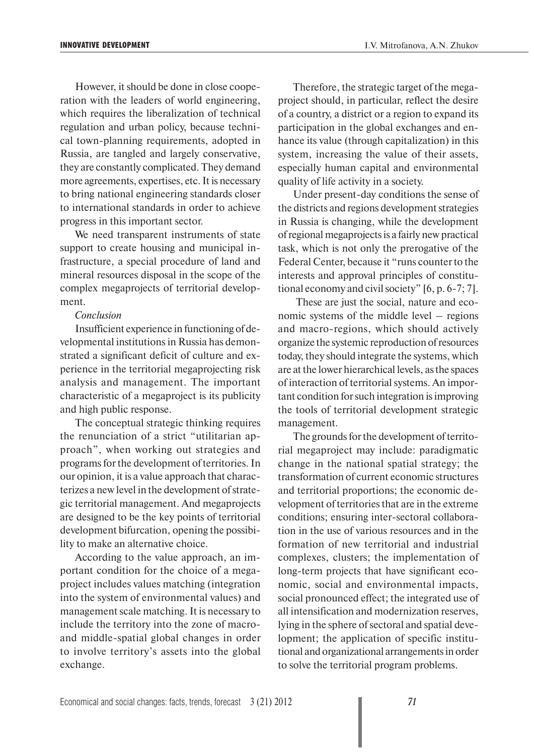However, it should be done in close cooperation with the leaders of world engineering, which requires the liberalization of technical regulation and urban policy, because technical town-planning requirements, adopted in Russia, are tangled and largely conservative, they are constantly complicated. They demand more agreements, expertises, etc. It is necessary to bring national engineering standards closer to international standards in order to achieve progress in this important sector.

We need transparent instruments of state support to create housing and municipal infrastructure, a special procedure of land and mineral resources disposal in the scope of the complex megaprojects of territorial development.

*Conclusion*

Insufficient experience in functioning of developmental institutions in Russia has demonstrated a significant deficit of culture and experience in the territorial megaprojecting risk analysis and management. The important characteristic of a megaproject is its publicity and high public response.

The conceptual strategic thinking requires the renunciation of a strict "utilitarian approach", when working out strategies and programs for the development of territories. In our opinion, it is a value approach that characterizes a new level in the development of strategic territorial management. And megaprojects are designed to be the key points of territorial development bifurcation, opening the possibility to make an alternative choice.

According to the value approach, an important condition for the choice of a megaproject includes values matching (integration into the system of environmental values) and management scale matching. It is necessary to include the territory into the zone of macro- and middle-spatial global changes in order to involve territory's assets into the global exchange.

Therefore, the strategic target of the megaproject should, in particular, reflect the desire of a country, a district or a region to expand its participation in the global exchanges and enhance its value (through capitalization) in this system, increasing the value of their assets, especially human capital and environmental quality of life activity in a society.

Under present-day conditions the sense of the districts and regions development strategies in Russia is changing, while the development of regional megaprojects is a fairly new practical task, which is not only the prerogative of the Federal Center, because it "runs counter to the interests and approval principles of constitutional economy and civil society" [6, p. 6-7; 7].

These are just the social, nature and economic systems of the middle level – regions and macro-regions, which should actively organize the systemic reproduction of resources today, they should integrate the systems, which are at the lower hierarchical levels, as the spaces of interaction of territorial systems. An important condition for such integration is improving the tools of territorial development strategic management.

The grounds for the development of territorial megaproject may include: paradigmatic change in the national spatial strategy; the transformation of current economic structures and territorial proportions; the economic development of territories that are in the extreme conditions; ensuring inter-sectoral collaboration in the use of various resources and in the formation of new territorial and industrial complexes, clusters; the implementation of long-term projects that have significant economic, social and environmental impacts, social pronounced effect; the integrated use of all intensification and modernization reserves, lying in the sphere of sectoral and spatial development; the application of specific institutional and organizational arrangements in order to solve the territorial program problems.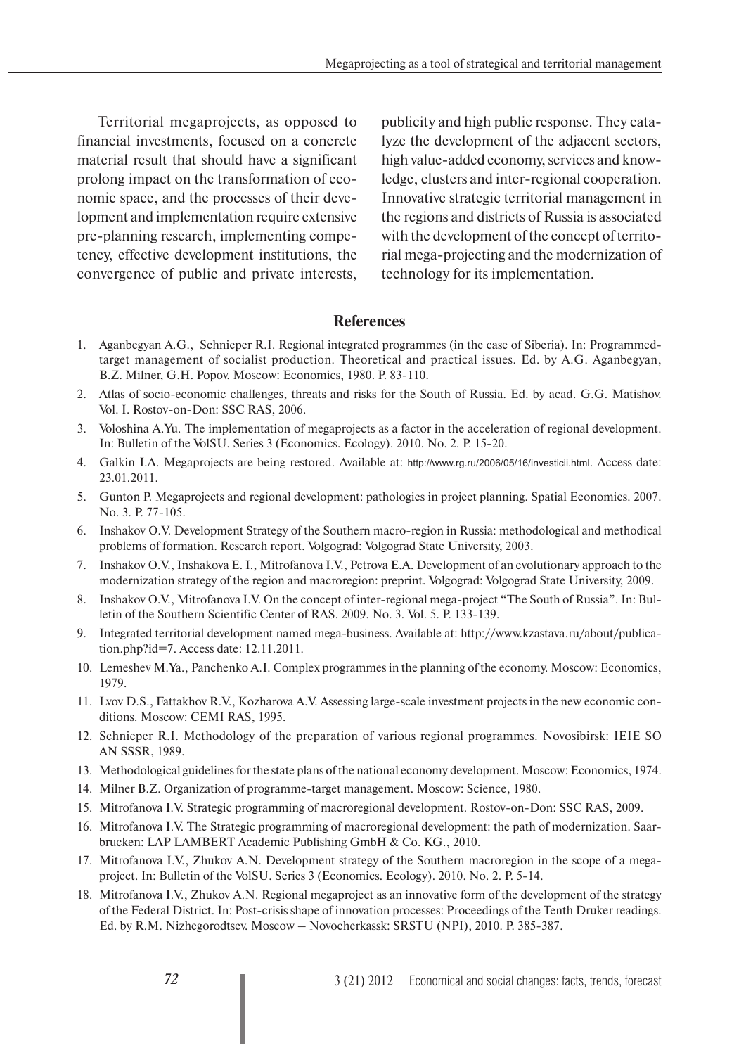Territorial megaprojects, as opposed to financial investments, focused on a concrete material result that should have a significant prolong impact on the transformation of economic space, and the processes of their development and implementation require extensive pre-planning research, implementing competency, effective development institutions, the convergence of public and private interests, publicity and high public response. They catalyze the development of the adjacent sectors, high value-added economy, services and knowledge, clusters and inter-regional cooperation. Innovative strategic territorial management in the regions and districts of Russia is associated with the development of the concept of territorial mega-projecting and the modernization of technology for its implementation.

## References

1. Aganbegyan A.G., Schnieper R.I. Regional integrated programmes (in the case of Siberia). In: Programmed-target management of socialist production. Theoretical and practical issues. Ed. by A.G. Aganbegyan, B.Z. Milner, G.H. Popov. Moscow: Economics, 1980. P. 83-110.
2. Atlas of socio-economic challenges, threats and risks for the South of Russia. Ed. by acad. G.G. Matishov. Vol. I. Rostov-on-Don: SSC RAS, 2006.
3. Voloshina A.Yu. The implementation of megaprojects as a factor in the acceleration of regional development. In: Bulletin of the VolSU. Series 3 (Economics. Ecology). 2010. No. 2. P. 15-20.
4. Galkin I.A. Megaprojects are being restored. Available at: http://www.rg.ru/2006/05/16/investicii.html. Access date: 23.01.2011.
5. Gunton P. Megaprojects and regional development: pathologies in project planning. Spatial Economics. 2007. No. 3. P. 77-105.
6. Inshakov O.V. Development Strategy of the Southern macro-region in Russia: methodological and methodical problems of formation. Research report. Volgograd: Volgograd State University, 2003.
7. Inshakov O.V., Inshakova E. I., Mitrofanova I.V., Petrova E.A. Development of an evolutionary approach to the modernization strategy of the region and macroregion: preprint. Volgograd: Volgograd State University, 2009.
8. Inshakov O.V., Mitrofanova I.V. On the concept of inter-regional mega-project "The South of Russia". In: Bulletin of the Southern Scientific Center of RAS. 2009. No. 3. Vol. 5. P. 133-139.
9. Integrated territorial development named mega-business. Available at: http://www.kzastava.ru/about/publication.php?id=7. Access date: 12.11.2011.
10. Lemeshev M.Ya., Panchenko A.I. Complex programmes in the planning of the economy. Moscow: Economics, 1979.
11. Lvov D.S., Fattakhov R.V., Kozharova A.V. Assessing large-scale investment projects in the new economic conditions. Moscow: CEMI RAS, 1995.
12. Schnieper R.I. Methodology of the preparation of various regional programmes. Novosibirsk: IEIE SO AN SSSR, 1989.
13. Methodological guidelines for the state plans of the national economy development. Moscow: Economics, 1974.
14. Milner B.Z. Organization of programme-target management. Moscow: Science, 1980.
15. Mitrofanova I.V. Strategic programming of macroregional development. Rostov-on-Don: SSC RAS, 2009.
16. Mitrofanova I.V. The Strategic programming of macroregional development: the path of modernization. Saarbrucken: LAP LAMBERT Academic Publishing GmbH & Co. KG., 2010.
17. Mitrofanova I.V., Zhukov A.N. Development strategy of the Southern macroregion in the scope of a megaproject. In: Bulletin of the VolSU. Series 3 (Economics. Ecology). 2010. No. 2. P. 5-14.
18. Mitrofanova I.V., Zhukov A.N. Regional megaproject as an innovative form of the development of the strategy of the Federal District. In: Post-crisis shape of innovation processes: Proceedings of the Tenth Druker readings. Ed. by R.M. Nizhegorodtsev. Moscow – Novocherkassk: SRSTU (NPI), 2010. P. 385-387.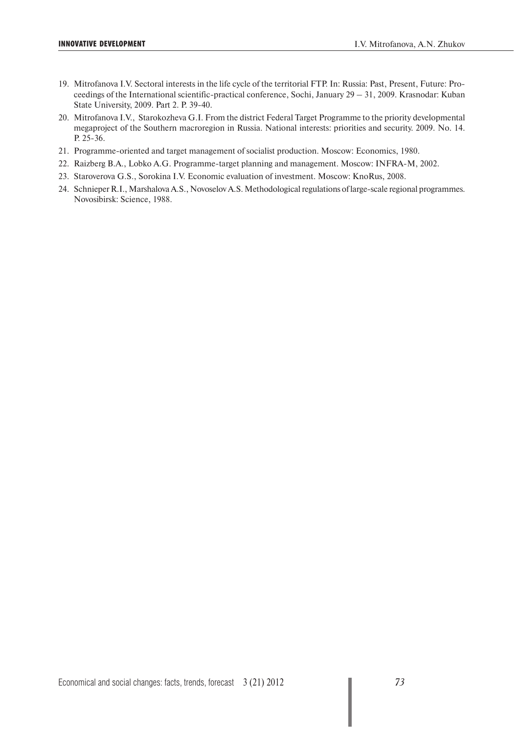19. Mitrofanova I.V. Sectoral interests in the life cycle of the territorial FTP. In: Russia: Past, Present, Future: Proceedings of the International scientific-practical conference, Sochi, January 29 – 31, 2009. Krasnodar: Kuban State University, 2009. Part 2. P. 39-40.
20. Mitrofanova I.V., Starokozheva G.I. From the district Federal Target Programme to the priority developmental megaproject of the Southern macroregion in Russia. National interests: priorities and security. 2009. No. 14. P. 25-36.
21. Programme-oriented and target management of socialist production. Moscow: Economics, 1980.
22. Raizberg B.A., Lobko A.G. Programme-target planning and management. Moscow: INFRA-M, 2002.
23. Staroverova G.S., Sorokina I.V. Economic evaluation of investment. Moscow: KnoRus, 2008.
24. Schnieper R.I., Marshalova A.S., Novoselov A.S. Methodological regulations of large-scale regional programmes. Novosibirsk: Science, 1988.